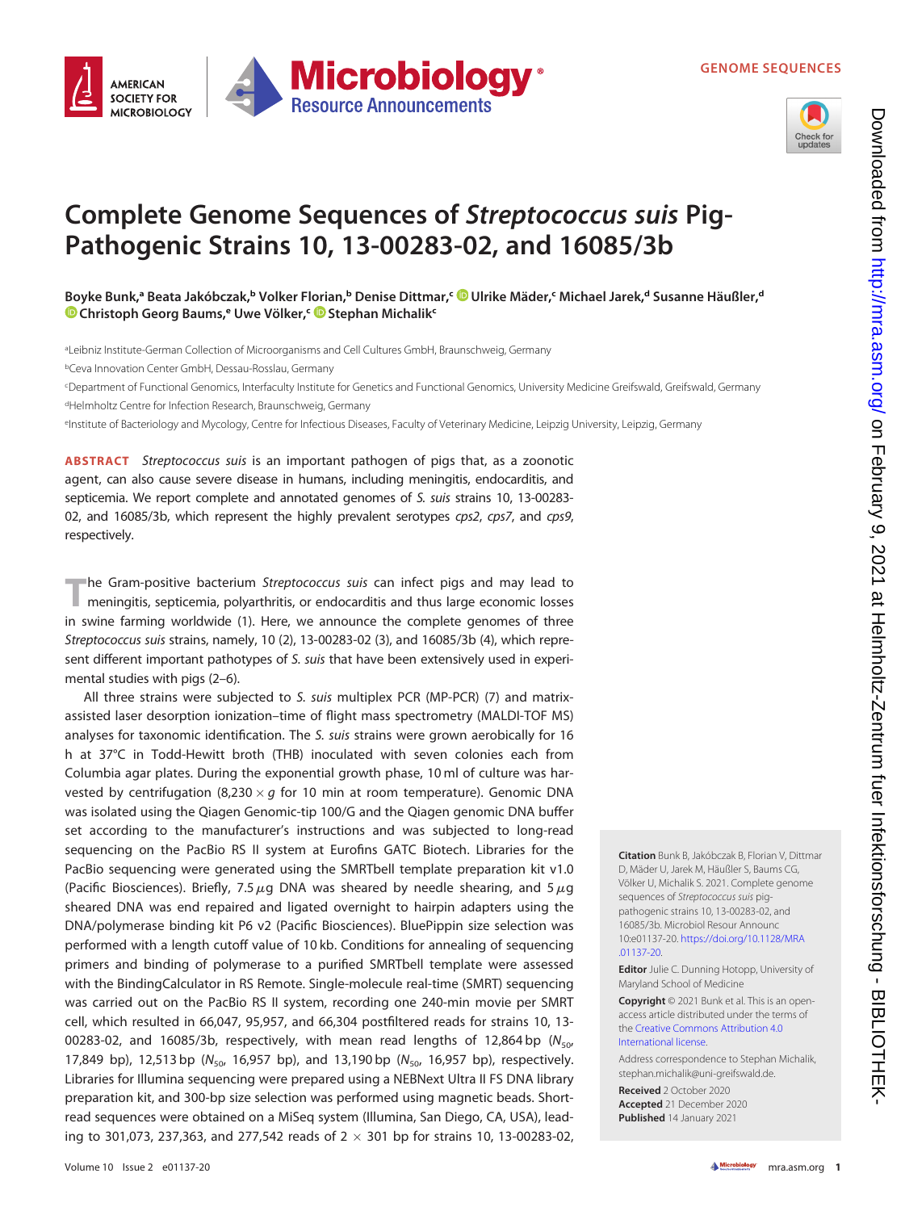# Complete Genome Sequences of *Streptococcus suis* Pig-Pathogenic Strains 10, 13-00283-02, and 16085/3b

**Boyke Bunk,[a] Beata Jakóbczak,[b] Volker Florian,[b] Denise Dittmar,[c] Ulrike Mäder,[c] Michael Jarek,[d] Susanne Häußler,[d] Christoph Georg Baums,[e] Uwe Völker,[c] Stephan Michalik[c]**

[a]Leibniz Institute-German Collection of Microorganisms and Cell Cultures GmbH, Braunschweig, Germany

[b]Ceva Innovation Center GmbH, Dessau-Rosslau, Germany

[c]Department of Functional Genomics, Interfaculty Institute for Genetics and Functional Genomics, University Medicine Greifswald, Greifswald, Germany

[d]Helmholtz Centre for Infection Research, Braunschweig, Germany

[e]Institute of Bacteriology and Mycology, Centre for Infectious Diseases, Faculty of Veterinary Medicine, Leipzig University, Leipzig, Germany

**ABSTRACT** *Streptococcus suis* is an important pathogen of pigs that, as a zoonotic agent, can also cause severe disease in humans, including meningitis, endocarditis, and septicemia. We report complete and annotated genomes of *S. suis* strains 10, 13-00283-02, and 16085/3b, which represent the highly prevalent serotypes *cps2*, *cps7*, and *cps9*, respectively.

The Gram-positive bacterium *Streptococcus suis* can infect pigs and may lead to meningitis, septicemia, polyarthritis, or endocarditis and thus large economic losses in swine farming worldwide (1). Here, we announce the complete genomes of three *Streptococcus suis* strains, namely, 10 (2), 13-00283-02 (3), and 16085/3b (4), which represent different important pathotypes of *S. suis* that have been extensively used in experimental studies with pigs (2–6).

All three strains were subjected to *S. suis* multiplex PCR (MP-PCR) (7) and matrix-assisted laser desorption ionization–time of flight mass spectrometry (MALDI-TOF MS) analyses for taxonomic identification. The *S. suis* strains were grown aerobically for 16 h at 37°C in Todd-Hewitt broth (THB) inoculated with seven colonies each from Columbia agar plates. During the exponential growth phase, 10 ml of culture was harvested by centrifugation (8,230 × *g* for 10 min at room temperature). Genomic DNA was isolated using the Qiagen Genomic-tip 100/G and the Qiagen genomic DNA buffer set according to the manufacturer's instructions and was subjected to long-read sequencing on the PacBio RS II system at Eurofins GATC Biotech. Libraries for the PacBio sequencing were generated using the SMRTbell template preparation kit v1.0 (Pacific Biosciences). Briefly, 7.5 $\mu$g DNA was sheared by needle shearing, and 5 $\mu$g sheared DNA was end repaired and ligated overnight to hairpin adapters using the DNA/polymerase binding kit P6 v2 (Pacific Biosciences). BluePippin size selection was performed with a length cutoff value of 10 kb. Conditions for annealing of sequencing primers and binding of polymerase to a purified SMRTbell template were assessed with the BindingCalculator in RS Remote. Single-molecule real-time (SMRT) sequencing was carried out on the PacBio RS II system, recording one 240-min movie per SMRT cell, which resulted in 66,047, 95,957, and 66,304 postfiltered reads for strains 10, 13-00283-02, and 16085/3b, respectively, with mean read lengths of 12,864 bp ($N_{50}$, 17,849 bp), 12,513 bp ($N_{50}$, 16,957 bp), and 13,190 bp ($N_{50}$, 16,957 bp), respectively. Libraries for Illumina sequencing were prepared using a NEBNext Ultra II FS DNA library preparation kit, and 300-bp size selection was performed using magnetic beads. Short-read sequences were obtained on a MiSeq system (Illumina, San Diego, CA, USA), leading to 301,073, 237,363, and 277,542 reads of 2 × 301 bp for strains 10, 13-00283-02,

**Citation** Bunk B, Jakóbczak B, Florian V, Dittmar D, Mäder U, Jarek M, Häußler S, Baums CG, Völker U, Michalik S. 2021. Complete genome sequences of *Streptococcus suis* pig-pathogenic strains 10, 13-00283-02, and 16085/3b. Microbiol Resour Announc 10:e01137-20. https://doi.org/10.1128/MRA.01137-20.

**Editor** Julie C. Dunning Hotopp, University of Maryland School of Medicine

**Copyright** © 2021 Bunk et al. This is an open-access article distributed under the terms of the Creative Commons Attribution 4.0 International license.

Address correspondence to Stephan Michalik, stephan.michalik@uni-greifswald.de.

**Received** 2 October 2020
**Accepted** 21 December 2020
**Published** 14 January 2021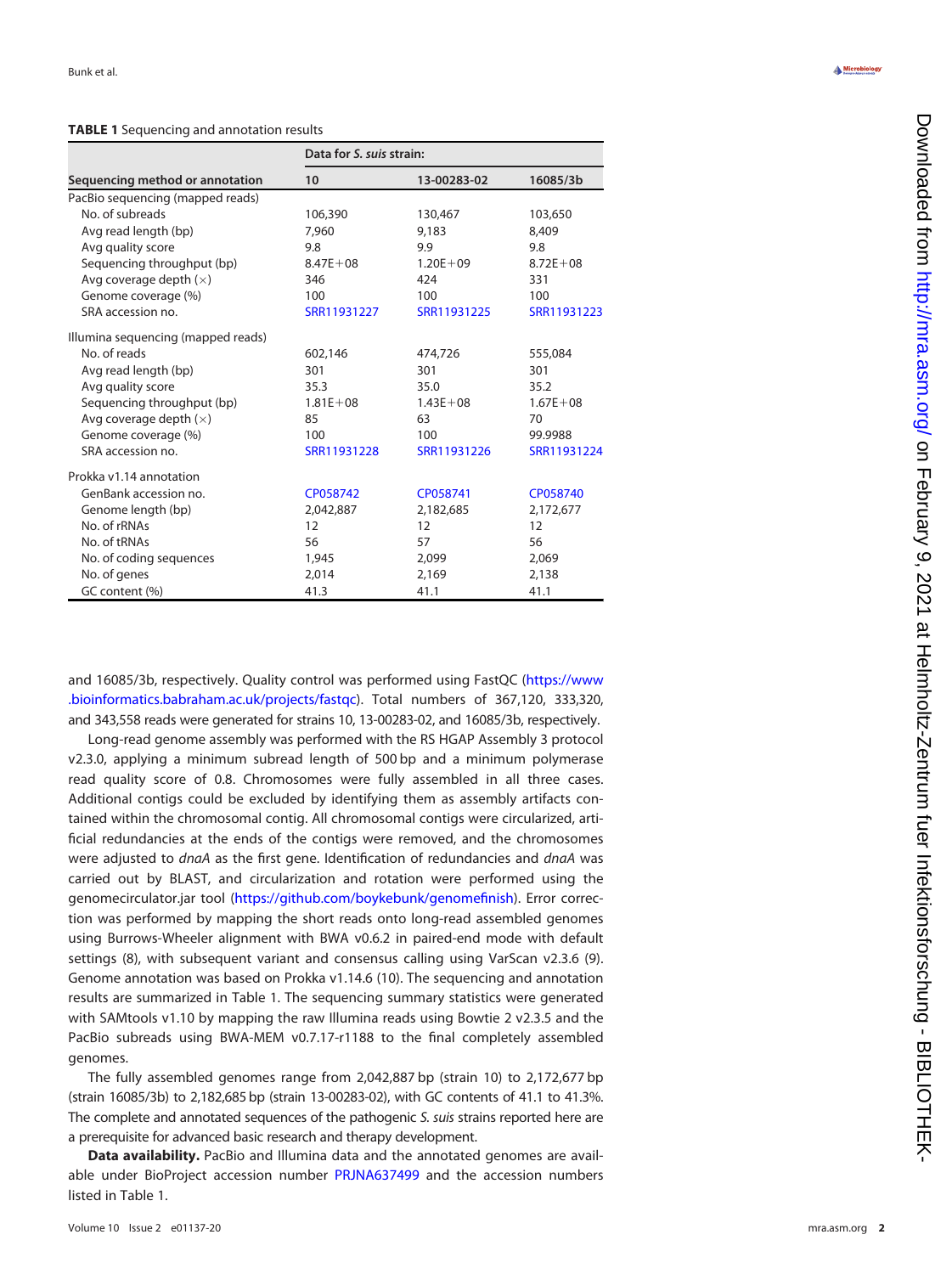**TABLE 1** Sequencing and annotation results

| Sequencing method or annotation | Data for *S. suis* strain: | | |
|---|---|---|---|
| | 10 | 13-00283-02 | 16085/3b |
| PacBio sequencing (mapped reads) | | | |
| No. of subreads | 106,390 | 130,467 | 103,650 |
| Avg read length (bp) | 7,960 | 9,183 | 8,409 |
| Avg quality score | 9.8 | 9.9 | 9.8 |
| Sequencing throughput (bp) | 8.47E+08 | 1.20E+09 | 8.72E+08 |
| Avg coverage depth (×) | 346 | 424 | 331 |
| Genome coverage (%) | 100 | 100 | 100 |
| SRA accession no. | SRR11931227 | SRR11931225 | SRR11931223 |
| Illumina sequencing (mapped reads) | | | |
| No. of reads | 602,146 | 474,726 | 555,084 |
| Avg read length (bp) | 301 | 301 | 301 |
| Avg quality score | 35.3 | 35.0 | 35.2 |
| Sequencing throughput (bp) | 1.81E+08 | 1.43E+08 | 1.67E+08 |
| Avg coverage depth (×) | 85 | 63 | 70 |
| Genome coverage (%) | 100 | 100 | 99.9988 |
| SRA accession no. | SRR11931228 | SRR11931226 | SRR11931224 |
| Prokka v1.14 annotation | | | |
| GenBank accession no. | CP058742 | CP058741 | CP058740 |
| Genome length (bp) | 2,042,887 | 2,182,685 | 2,172,677 |
| No. of rRNAs | 12 | 12 | 12 |
| No. of tRNAs | 56 | 57 | 56 |
| No. of coding sequences | 1,945 | 2,099 | 2,069 |
| No. of genes | 2,014 | 2,169 | 2,138 |
| GC content (%) | 41.3 | 41.1 | 41.1 |

and 16085/3b, respectively. Quality control was performed using FastQC (https://www.bioinformatics.babraham.ac.uk/projects/fastqc). Total numbers of 367,120, 333,320, and 343,558 reads were generated for strains 10, 13-00283-02, and 16085/3b, respectively.

Long-read genome assembly was performed with the RS HGAP Assembly 3 protocol v2.3.0, applying a minimum subread length of 500 bp and a minimum polymerase read quality score of 0.8. Chromosomes were fully assembled in all three cases. Additional contigs could be excluded by identifying them as assembly artifacts contained within the chromosomal contig. All chromosomal contigs were circularized, artificial redundancies at the ends of the contigs were removed, and the chromosomes were adjusted to *dnaA* as the first gene. Identification of redundancies and *dnaA* was carried out by BLAST, and circularization and rotation were performed using the genomecirculator.jar tool (https://github.com/boykebunk/genomefinish). Error correction was performed by mapping the short reads onto long-read assembled genomes using Burrows-Wheeler alignment with BWA v0.6.2 in paired-end mode with default settings (8), with subsequent variant and consensus calling using VarScan v2.3.6 (9). Genome annotation was based on Prokka v1.14.6 (10). The sequencing and annotation results are summarized in Table 1. The sequencing summary statistics were generated with SAMtools v1.10 by mapping the raw Illumina reads using Bowtie 2 v2.3.5 and the PacBio subreads using BWA-MEM v0.7.17-r1188 to the final completely assembled genomes.

The fully assembled genomes range from 2,042,887 bp (strain 10) to 2,172,677 bp (strain 16085/3b) to 2,182,685 bp (strain 13-00283-02), with GC contents of 41.1 to 41.3%. The complete and annotated sequences of the pathogenic *S. suis* strains reported here are a prerequisite for advanced basic research and therapy development.

**Data availability.** PacBio and Illumina data and the annotated genomes are available under BioProject accession number PRJNA637499 and the accession numbers listed in Table 1.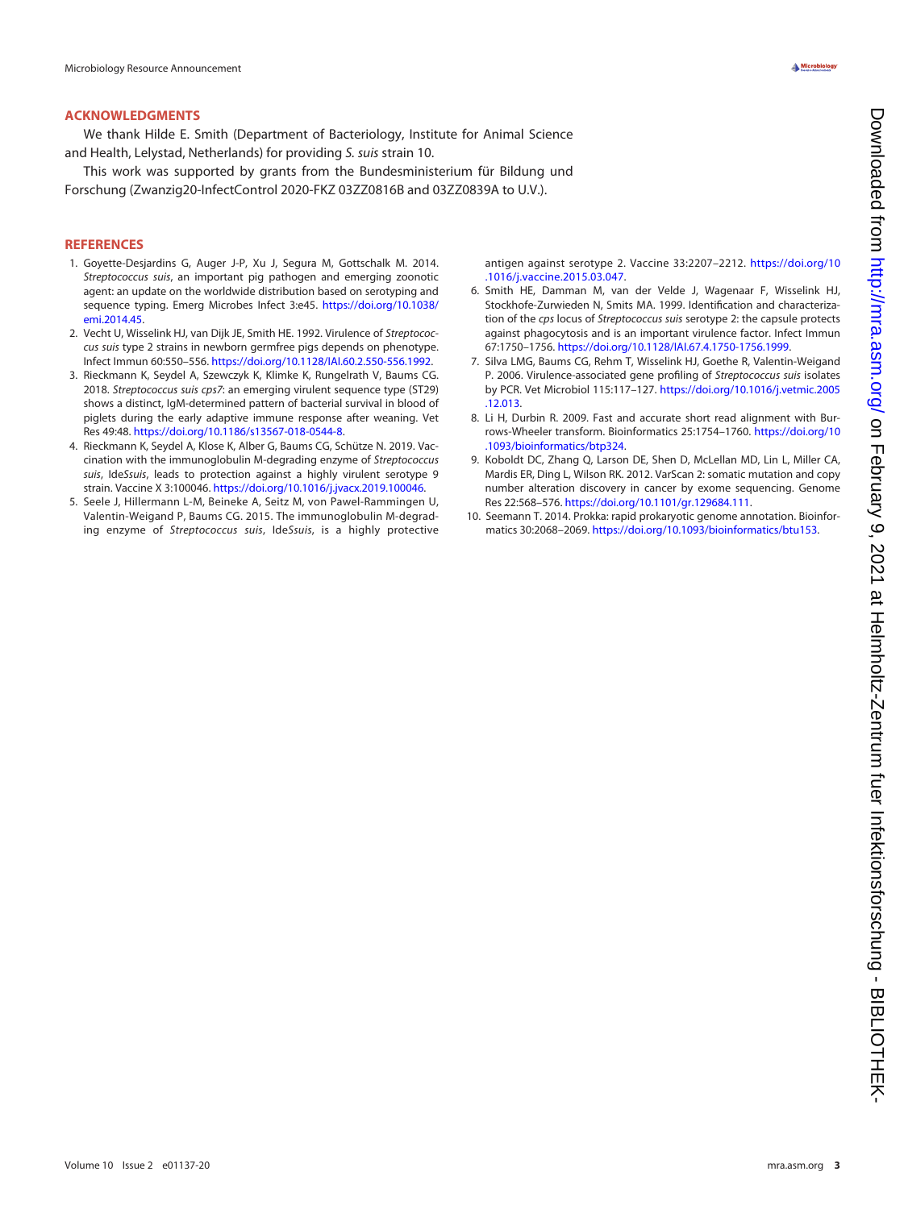## ACKNOWLEDGMENTS

We thank Hilde E. Smith (Department of Bacteriology, Institute for Animal Science and Health, Lelystad, Netherlands) for providing *S. suis* strain 10.

This work was supported by grants from the Bundesministerium für Bildung und Forschung (Zwanzig20-InfectControl 2020-FKZ 03ZZ0816B and 03ZZ0839A to U.V.).

## REFERENCES

1. Goyette-Desjardins G, Auger J-P, Xu J, Segura M, Gottschalk M. 2014. *Streptococcus suis*, an important pig pathogen and emerging zoonotic agent: an update on the worldwide distribution based on serotyping and sequence typing. Emerg Microbes Infect 3:e45. https://doi.org/10.1038/emi.2014.45.
2. Vecht U, Wisselink HJ, van Dijk JE, Smith HE. 1992. Virulence of *Streptococcus suis* type 2 strains in newborn germfree pigs depends on phenotype. Infect Immun 60:550–556. https://doi.org/10.1128/IAI.60.2.550-556.1992.
3. Rieckmann K, Seydel A, Szewczyk K, Klimke K, Rungelrath V, Baums CG. 2018. *Streptococcus suis cps7*: an emerging virulent sequence type (ST29) shows a distinct, IgM-determined pattern of bacterial survival in blood of piglets during the early adaptive immune response after weaning. Vet Res 49:48. https://doi.org/10.1186/s13567-018-0544-8.
4. Rieckmann K, Seydel A, Klose K, Alber G, Baums CG, Schütze N. 2019. Vaccination with the immunoglobulin M-degrading enzyme of *Streptococcus suis*, Ide*Ssuis*, leads to protection against a highly virulent serotype 9 strain. Vaccine X 3:100046. https://doi.org/10.1016/j.jvacx.2019.100046.
5. Seele J, Hillermann L-M, Beineke A, Seitz M, von Pawel-Rammingen U, Valentin-Weigand P, Baums CG. 2015. The immunoglobulin M-degrading enzyme of *Streptococcus suis*, Ide*Ssuis*, is a highly protective antigen against serotype 2. Vaccine 33:2207–2212. https://doi.org/10.1016/j.vaccine.2015.03.047.
6. Smith HE, Damman M, van der Velde J, Wagenaar F, Wisselink HJ, Stockhofe-Zurwieden N, Smits MA. 1999. Identification and characterization of the *cps* locus of *Streptococcus suis* serotype 2: the capsule protects against phagocytosis and is an important virulence factor. Infect Immun 67:1750–1756. https://doi.org/10.1128/IAI.67.4.1750-1756.1999.
7. Silva LMG, Baums CG, Rehm T, Wisselink HJ, Goethe R, Valentin-Weigand P. 2006. Virulence-associated gene profiling of *Streptococcus suis* isolates by PCR. Vet Microbiol 115:117–127. https://doi.org/10.1016/j.vetmic.2005.12.013.
8. Li H, Durbin R. 2009. Fast and accurate short read alignment with Burrows-Wheeler transform. Bioinformatics 25:1754–1760. https://doi.org/10.1093/bioinformatics/btp324.
9. Koboldt DC, Zhang Q, Larson DE, Shen D, McLellan MD, Lin L, Miller CA, Mardis ER, Ding L, Wilson RK. 2012. VarScan 2: somatic mutation and copy number alteration discovery in cancer by exome sequencing. Genome Res 22:568–576. https://doi.org/10.1101/gr.129684.111.
10. Seemann T. 2014. Prokka: rapid prokaryotic genome annotation. Bioinformatics 30:2068–2069. https://doi.org/10.1093/bioinformatics/btu153.